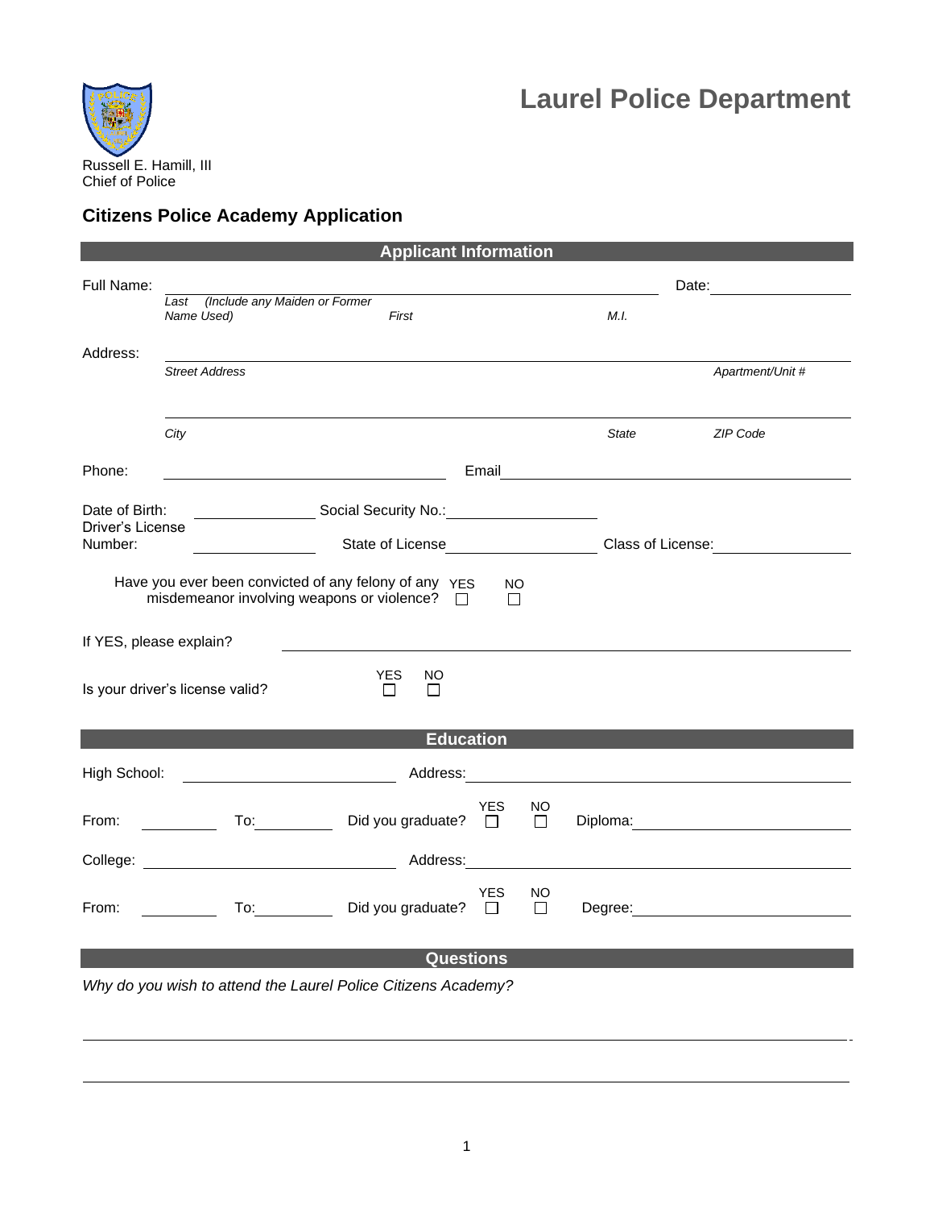# Laurel Police Department

Russell E. Hamill, III
Chief of Police

## Citizens Police Academy Application

### Applicant Information

Full Name: ______________________________________________ Date: ______________

*Last (Include any Maiden or Former Name Used)* *First* *M.I.*

Address: ______________________________________________

*Street Address* *Apartment/Unit #*

______________________________________________

*City* *State* *ZIP Code*

Phone: ______________________ Email ______________________

Date of Birth: ______________ Social Security No.: ______________

Driver's License Number: ______________ State of License ______________ Class of License: ______________

Have you ever been convicted of any felony of any misdemeanor involving weapons or violence? YES ☐ NO ☐

If YES, please explain? ______________________________________________

Is your driver's license valid? YES ☐ NO ☐

### Education

High School: ______________________ Address: ______________________

From: __________ To: __________ Did you graduate? YES ☐ NO ☐ Diploma: ______________

College: ______________________ Address: ______________________

From: __________ To: __________ Did you graduate? YES ☐ NO ☐ Degree: ______________

### Questions

*Why do you wish to attend the Laurel Police Citizens Academy?*

______________________________________________

______________________________________________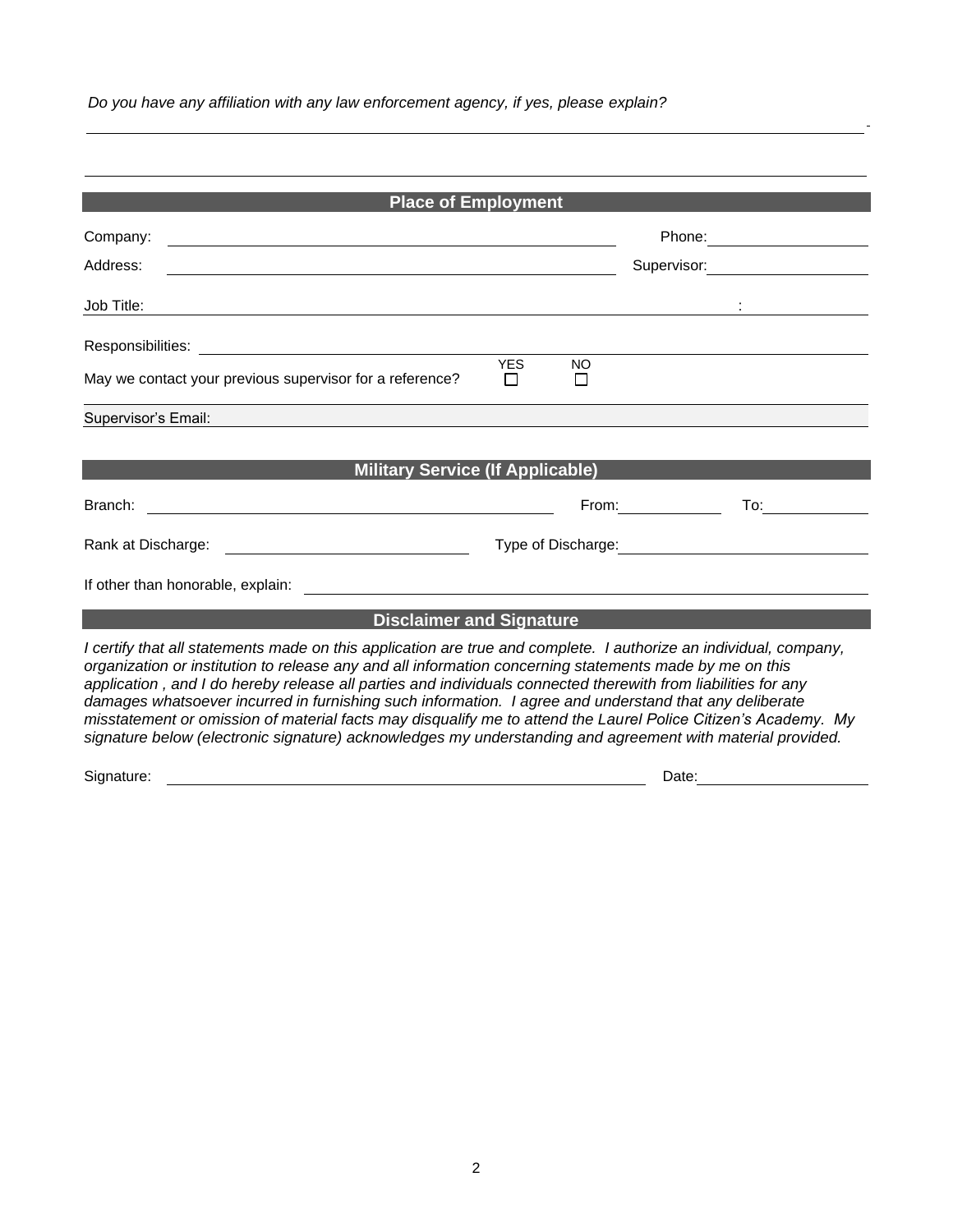*Do you have any affiliation with any law enforcement agency, if yes, please explain?*

## Place of Employment

Company: ______________________ Phone: ______________

Address: ______________________ Supervisor: ______________

Job Title: ______________________ : ______________

Responsibilities: ______________________

May we contact your previous supervisor for a reference? YES ☐ NO ☐

Supervisor's Email: ______________________

## Military Service (If Applicable)

Branch: ______________________ From: ______________ To: ______________

Rank at Discharge: ______________________ Type of Discharge: ______________

If other than honorable, explain: ______________________

## Disclaimer and Signature

*I certify that all statements made on this application are true and complete. I authorize an individual, company, organization or institution to release any and all information concerning statements made by me on this application , and I do hereby release all parties and individuals connected therewith from liabilities for any damages whatsoever incurred in furnishing such information. I agree and understand that any deliberate misstatement or omission of material facts may disqualify me to attend the Laurel Police Citizen's Academy. My signature below (electronic signature) acknowledges my understanding and agreement with material provided.*

Signature: ______________________ Date: ______________